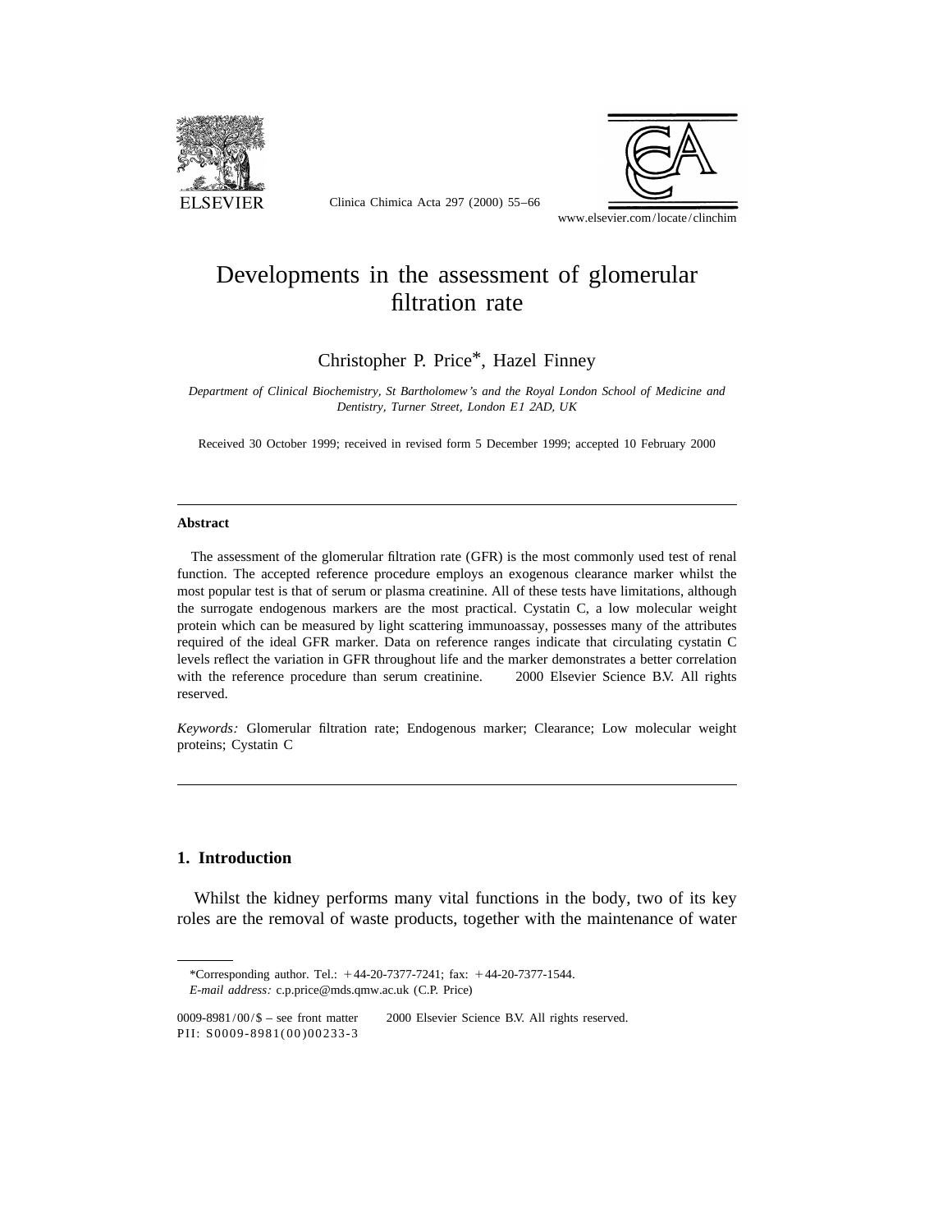# Developments in the assessment of glomerular filtration rate

Christopher P. Price*, Hazel Finney

*Department of Clinical Biochemistry, St Bartholomew's and the Royal London School of Medicine and Dentistry, Turner Street, London E1 2AD, UK*

Received 30 October 1999; received in revised form 5 December 1999; accepted 10 February 2000

---

## Abstract

The assessment of the glomerular filtration rate (GFR) is the most commonly used test of renal function. The accepted reference procedure employs an exogenous clearance marker whilst the most popular test is that of serum or plasma creatinine. All of these tests have limitations, although the surrogate endogenous markers are the most practical. Cystatin C, a low molecular weight protein which can be measured by light scattering immunoassay, possesses many of the attributes required of the ideal GFR marker. Data on reference ranges indicate that circulating cystatin C levels reflect the variation in GFR throughout life and the marker demonstrates a better correlation with the reference procedure than serum creatinine. © 2000 Elsevier Science B.V. All rights reserved.

*Keywords:* Glomerular filtration rate; Endogenous marker; Clearance; Low molecular weight proteins; Cystatin C

---

## 1. Introduction

Whilst the kidney performs many vital functions in the body, two of its key roles are the removal of waste products, together with the maintenance of water

---

*Corresponding author. Tel.: +44-20-7377-7241; fax: +44-20-7377-1544.
*E-mail address:* c.p.price@mds.qmw.ac.uk (C.P. Price)

0009-8981/00/$ – see front matter © 2000 Elsevier Science B.V. All rights reserved.
PII: S0009-8981(00)00233-3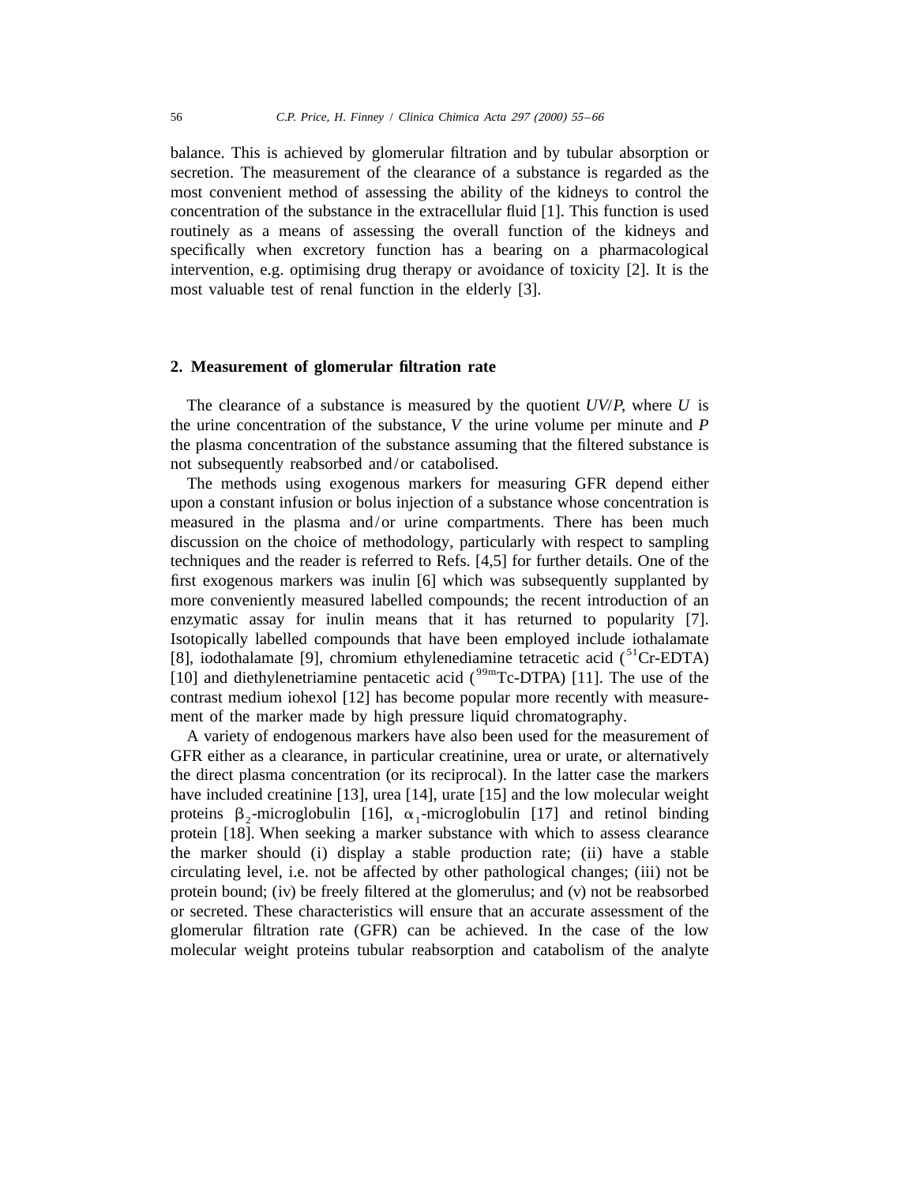balance. This is achieved by glomerular filtration and by tubular absorption or secretion. The measurement of the clearance of a substance is regarded as the most convenient method of assessing the ability of the kidneys to control the concentration of the substance in the extracellular fluid [1]. This function is used routinely as a means of assessing the overall function of the kidneys and specifically when excretory function has a bearing on a pharmacological intervention, e.g. optimising drug therapy or avoidance of toxicity [2]. It is the most valuable test of renal function in the elderly [3].

## 2. Measurement of glomerular filtration rate

The clearance of a substance is measured by the quotient $UV/P$, where $U$ is the urine concentration of the substance, $V$ the urine volume per minute and $P$ the plasma concentration of the substance assuming that the filtered substance is not subsequently reabsorbed and/or catabolised.

The methods using exogenous markers for measuring GFR depend either upon a constant infusion or bolus injection of a substance whose concentration is measured in the plasma and/or urine compartments. There has been much discussion on the choice of methodology, particularly with respect to sampling techniques and the reader is referred to Refs. [4,5] for further details. One of the first exogenous markers was inulin [6] which was subsequently supplanted by more conveniently measured labelled compounds; the recent introduction of an enzymatic assay for inulin means that it has returned to popularity [7]. Isotopically labelled compounds that have been employed include iothalamate [8], iodothalamate [9], chromium ethylenediamine tetracetic acid ($^{51}$Cr-EDTA) [10] and diethylenetriamine pentacetic acid ($^{99m}$Tc-DTPA) [11]. The use of the contrast medium iohexol [12] has become popular more recently with measurement of the marker made by high pressure liquid chromatography.

A variety of endogenous markers have also been used for the measurement of GFR either as a clearance, in particular creatinine, urea or urate, or alternatively the direct plasma concentration (or its reciprocal). In the latter case the markers have included creatinine [13], urea [14], urate [15] and the low molecular weight proteins $\beta_2$-microglobulin [16], $\alpha_1$-microglobulin [17] and retinol binding protein [18]. When seeking a marker substance with which to assess clearance the marker should (i) display a stable production rate; (ii) have a stable circulating level, i.e. not be affected by other pathological changes; (iii) not be protein bound; (iv) be freely filtered at the glomerulus; and (v) not be reabsorbed or secreted. These characteristics will ensure that an accurate assessment of the glomerular filtration rate (GFR) can be achieved. In the case of the low molecular weight proteins tubular reabsorption and catabolism of the analyte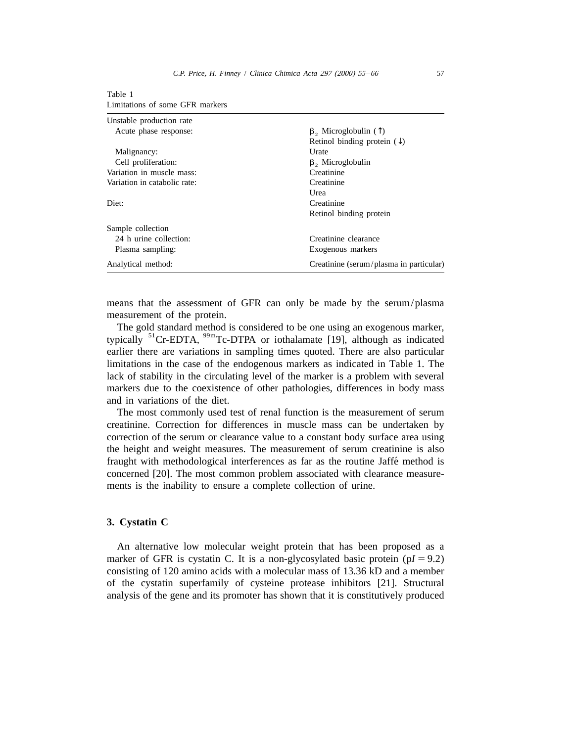Table 1
Limitations of some GFR markers

| | |
|---|---|
| Unstable production rate | |
| Acute phase response: | $\beta_2$ Microglobulin (↑) |
| | Retinol binding protein (↓) |
| Malignancy: | Urate |
| Cell proliferation: | $\beta_2$ Microglobulin |
| Variation in muscle mass: | Creatinine |
| Variation in catabolic rate: | Creatinine |
| | Urea |
| Diet: | Creatinine |
| | Retinol binding protein |
| Sample collection | |
| 24 h urine collection: | Creatinine clearance |
| Plasma sampling: | Exogenous markers |
| Analytical method: | Creatinine (serum/plasma in particular) |

means that the assessment of GFR can only be made by the serum/plasma measurement of the protein.

The gold standard method is considered to be one using an exogenous marker, typically $^{51}$Cr-EDTA, $^{99m}$Tc-DTPA or iothalamate [19], although as indicated earlier there are variations in sampling times quoted. There are also particular limitations in the case of the endogenous markers as indicated in Table 1. The lack of stability in the circulating level of the marker is a problem with several markers due to the coexistence of other pathologies, differences in body mass and in variations of the diet.

The most commonly used test of renal function is the measurement of serum creatinine. Correction for differences in muscle mass can be undertaken by correction of the serum or clearance value to a constant body surface area using the height and weight measures. The measurement of serum creatinine is also fraught with methodological interferences as far as the routine Jaffé method is concerned [20]. The most common problem associated with clearance measurements is the inability to ensure a complete collection of urine.

## 3. Cystatin C

An alternative low molecular weight protein that has been proposed as a marker of GFR is cystatin C. It is a non-glycosylated basic protein (p$I$ = 9.2) consisting of 120 amino acids with a molecular mass of 13.36 kD and a member of the cystatin superfamily of cysteine protease inhibitors [21]. Structural analysis of the gene and its promoter has shown that it is constitutively produced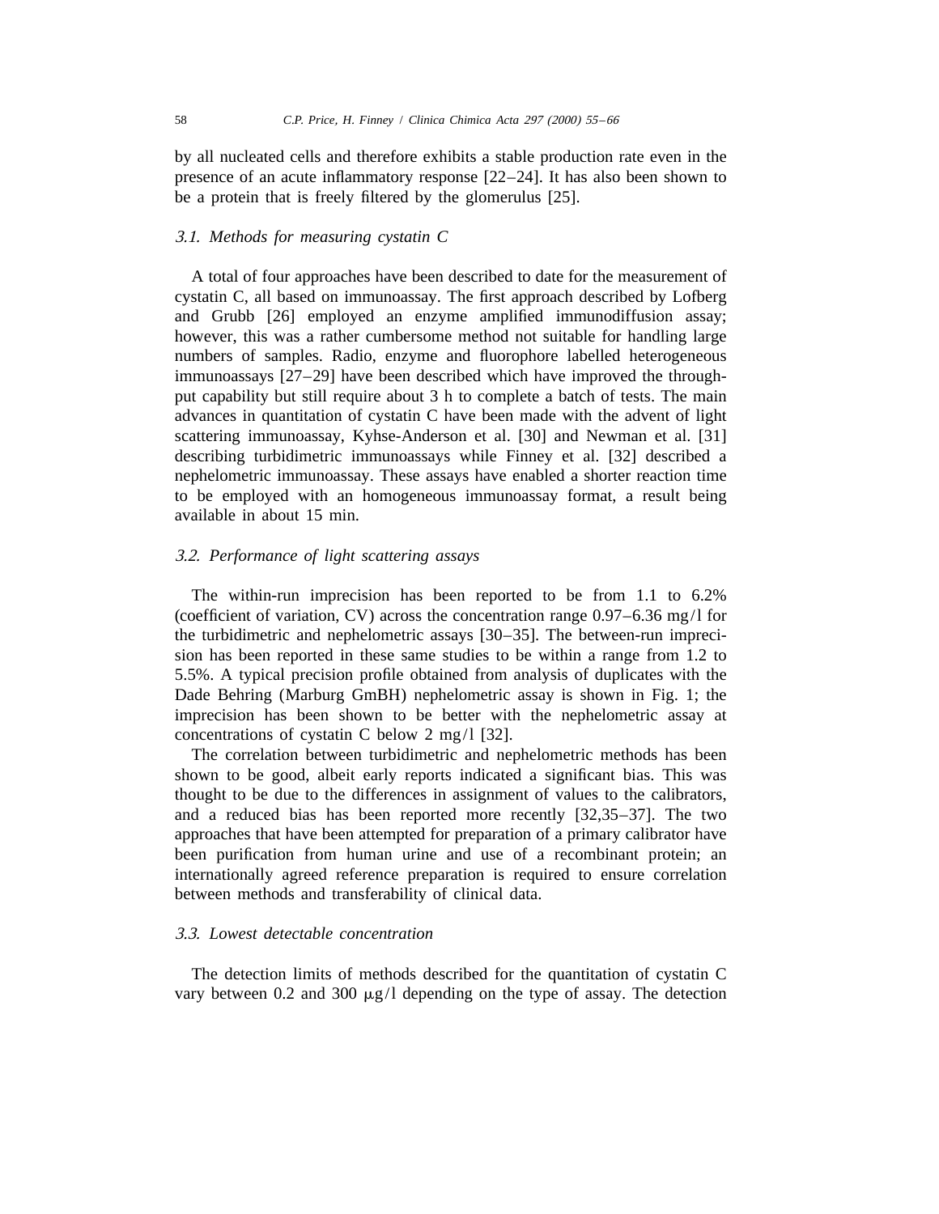by all nucleated cells and therefore exhibits a stable production rate even in the presence of an acute inflammatory response [22–24]. It has also been shown to be a protein that is freely filtered by the glomerulus [25].

### *3.1. Methods for measuring cystatin C*

A total of four approaches have been described to date for the measurement of cystatin C, all based on immunoassay. The first approach described by Lofberg and Grubb [26] employed an enzyme amplified immunodiffusion assay; however, this was a rather cumbersome method not suitable for handling large numbers of samples. Radio, enzyme and fluorophore labelled heterogeneous immunoassays [27–29] have been described which have improved the throughput capability but still require about 3 h to complete a batch of tests. The main advances in quantitation of cystatin C have been made with the advent of light scattering immunoassay, Kyhse-Anderson et al. [30] and Newman et al. [31] describing turbidimetric immunoassays while Finney et al. [32] described a nephelometric immunoassay. These assays have enabled a shorter reaction time to be employed with an homogeneous immunoassay format, a result being available in about 15 min.

### *3.2. Performance of light scattering assays*

The within-run imprecision has been reported to be from 1.1 to 6.2% (coefficient of variation, CV) across the concentration range 0.97–6.36 mg/l for the turbidimetric and nephelometric assays [30–35]. The between-run imprecision has been reported in these same studies to be within a range from 1.2 to 5.5%. A typical precision profile obtained from analysis of duplicates with the Dade Behring (Marburg GmBH) nephelometric assay is shown in Fig. 1; the imprecision has been shown to be better with the nephelometric assay at concentrations of cystatin C below 2 mg/l [32].

The correlation between turbidimetric and nephelometric methods has been shown to be good, albeit early reports indicated a significant bias. This was thought to be due to the differences in assignment of values to the calibrators, and a reduced bias has been reported more recently [32,35–37]. The two approaches that have been attempted for preparation of a primary calibrator have been purification from human urine and use of a recombinant protein; an internationally agreed reference preparation is required to ensure correlation between methods and transferability of clinical data.

### *3.3. Lowest detectable concentration*

The detection limits of methods described for the quantitation of cystatin C vary between 0.2 and 300 μg/l depending on the type of assay. The detection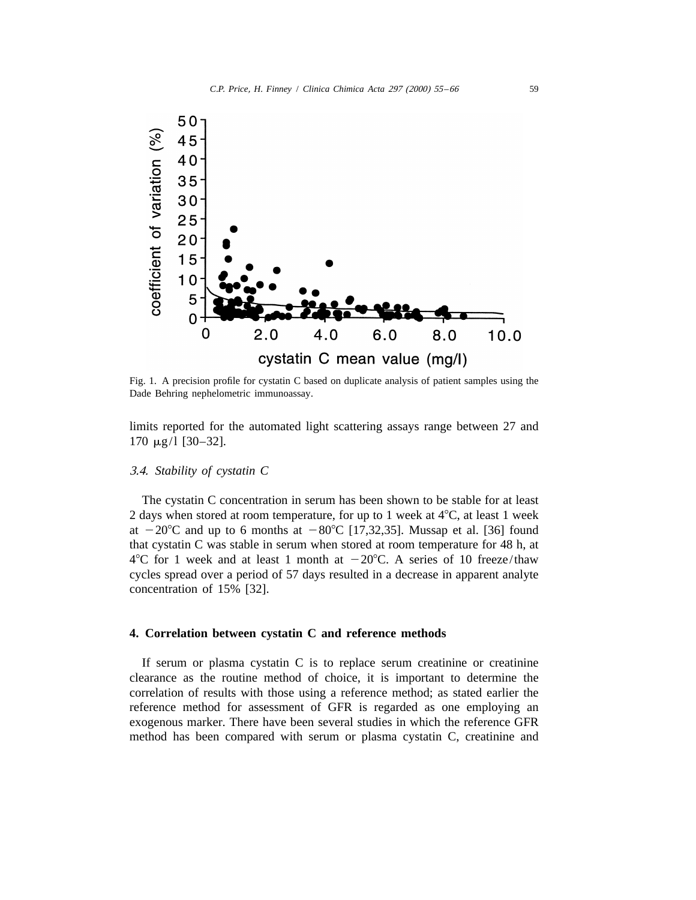Fig. 1. A precision profile for cystatin C based on duplicate analysis of patient samples using the Dade Behring nephelometric immunoassay.

limits reported for the automated light scattering assays range between 27 and 170 μg/l [30–32].

### 3.4. Stability of cystatin C

The cystatin C concentration in serum has been shown to be stable for at least 2 days when stored at room temperature, for up to 1 week at 4°C, at least 1 week at −20°C and up to 6 months at −80°C [17,32,35]. Mussap et al. [36] found that cystatin C was stable in serum when stored at room temperature for 48 h, at 4°C for 1 week and at least 1 month at −20°C. A series of 10 freeze/thaw cycles spread over a period of 57 days resulted in a decrease in apparent analyte concentration of 15% [32].

## 4. Correlation between cystatin C and reference methods

If serum or plasma cystatin C is to replace serum creatinine or creatinine clearance as the routine method of choice, it is important to determine the correlation of results with those using a reference method; as stated earlier the reference method for assessment of GFR is regarded as one employing an exogenous marker. There have been several studies in which the reference GFR method has been compared with serum or plasma cystatin C, creatinine and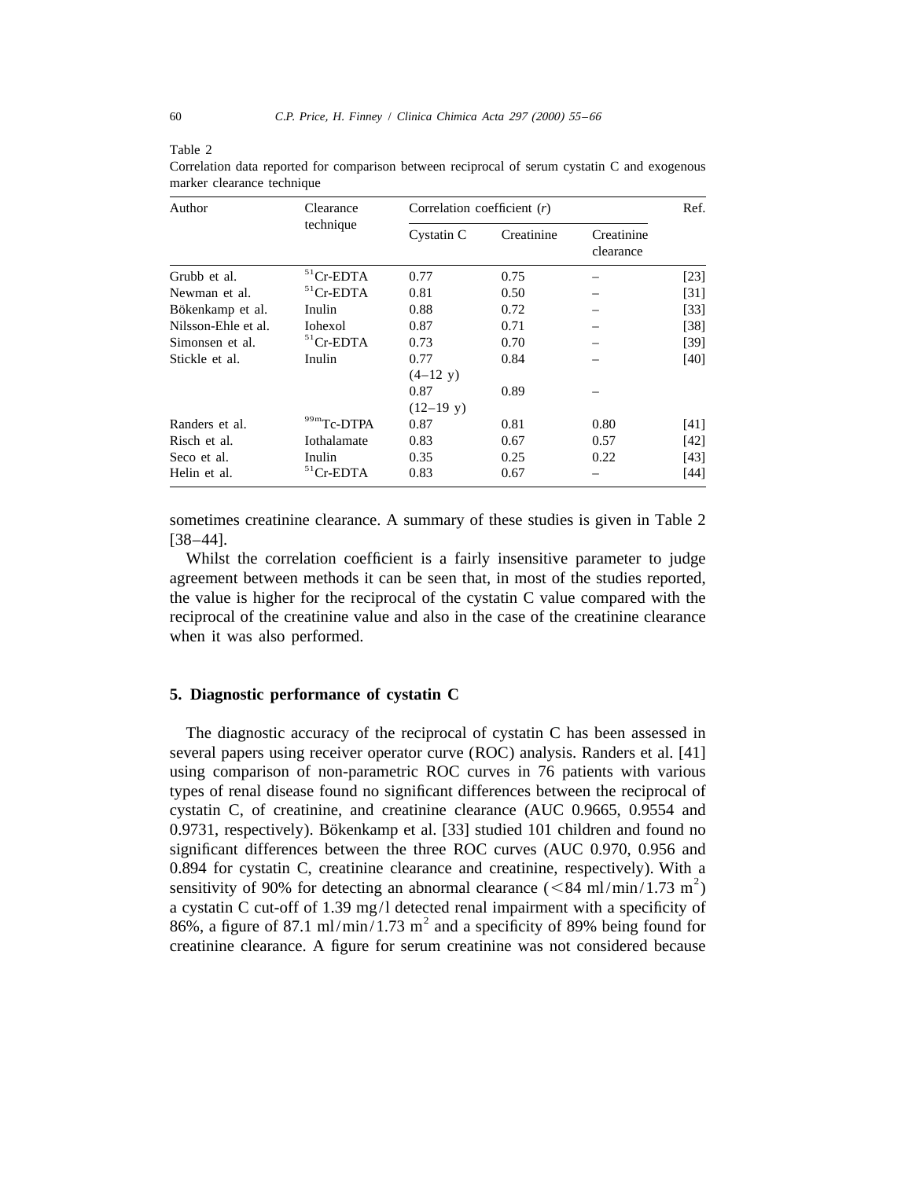Table 2

Correlation data reported for comparison between reciprocal of serum cystatin C and exogenous marker clearance technique

| Author | Clearance technique | Correlation coefficient (*r*) | | | Ref. |
|---|---|---|---|---|---|
| | | Cystatin C | Creatinine | Creatinine clearance | |
| Grubb et al. | $^{51}$Cr-EDTA | 0.77 | 0.75 | – | [23] |
| Newman et al. | $^{51}$Cr-EDTA | 0.81 | 0.50 | – | [31] |
| Bökenkamp et al. | Inulin | 0.88 | 0.72 | – | [33] |
| Nilsson-Ehle et al. | Iohexol | 0.87 | 0.71 | – | [38] |
| Simonsen et al. | $^{51}$Cr-EDTA | 0.73 | 0.70 | – | [39] |
| Stickle et al. | Inulin | 0.77 (4–12 y) | 0.84 | – | [40] |
| | | 0.87 (12–19 y) | 0.89 | – | |
| Randers et al. | $^{99m}$Tc-DTPA | 0.87 | 0.81 | 0.80 | [41] |
| Risch et al. | Iothalamate | 0.83 | 0.67 | 0.57 | [42] |
| Seco et al. | Inulin | 0.35 | 0.25 | 0.22 | [43] |
| Helin et al. | $^{51}$Cr-EDTA | 0.83 | 0.67 | – | [44] |

sometimes creatinine clearance. A summary of these studies is given in Table 2 [38–44].

Whilst the correlation coefficient is a fairly insensitive parameter to judge agreement between methods it can be seen that, in most of the studies reported, the value is higher for the reciprocal of the cystatin C value compared with the reciprocal of the creatinine value and also in the case of the creatinine clearance when it was also performed.

## 5. Diagnostic performance of cystatin C

The diagnostic accuracy of the reciprocal of cystatin C has been assessed in several papers using receiver operator curve (ROC) analysis. Randers et al. [41] using comparison of non-parametric ROC curves in 76 patients with various types of renal disease found no significant differences between the reciprocal of cystatin C, of creatinine, and creatinine clearance (AUC 0.9665, 0.9554 and 0.9731, respectively). Bökenkamp et al. [33] studied 101 children and found no significant differences between the three ROC curves (AUC 0.970, 0.956 and 0.894 for cystatin C, creatinine clearance and creatinine, respectively). With a sensitivity of 90% for detecting an abnormal clearance ($<84$ ml/min/1.73 m$^2$) a cystatin C cut-off of 1.39 mg/l detected renal impairment with a specificity of 86%, a figure of 87.1 ml/min/1.73 m$^2$ and a specificity of 89% being found for creatinine clearance. A figure for serum creatinine was not considered because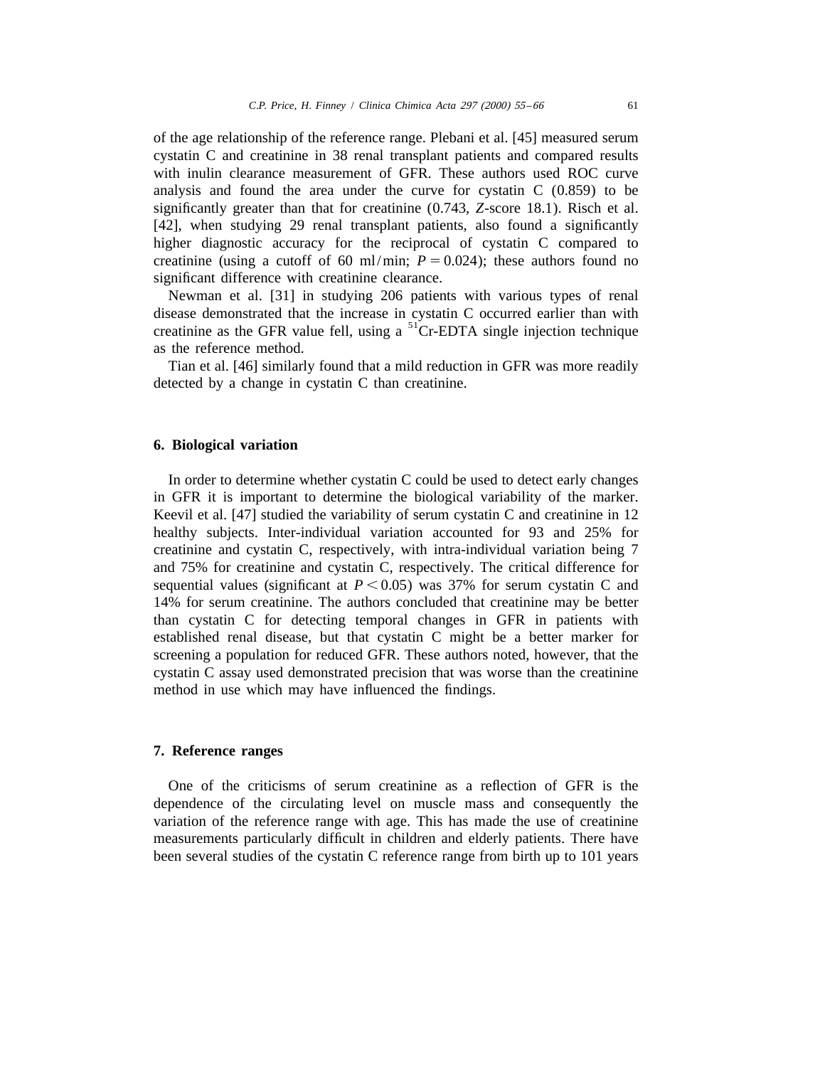of the age relationship of the reference range. Plebani et al. [45] measured serum cystatin C and creatinine in 38 renal transplant patients and compared results with inulin clearance measurement of GFR. These authors used ROC curve analysis and found the area under the curve for cystatin C (0.859) to be significantly greater than that for creatinine (0.743, *Z*-score 18.1). Risch et al. [42], when studying 29 renal transplant patients, also found a significantly higher diagnostic accuracy for the reciprocal of cystatin C compared to creatinine (using a cutoff of 60 ml/min; $P = 0.024$); these authors found no significant difference with creatinine clearance.

Newman et al. [31] in studying 206 patients with various types of renal disease demonstrated that the increase in cystatin C occurred earlier than with creatinine as the GFR value fell, using a $^{51}$Cr-EDTA single injection technique as the reference method.

Tian et al. [46] similarly found that a mild reduction in GFR was more readily detected by a change in cystatin C than creatinine.

## 6. Biological variation

In order to determine whether cystatin C could be used to detect early changes in GFR it is important to determine the biological variability of the marker. Keevil et al. [47] studied the variability of serum cystatin C and creatinine in 12 healthy subjects. Inter-individual variation accounted for 93 and 25% for creatinine and cystatin C, respectively, with intra-individual variation being 7 and 75% for creatinine and cystatin C, respectively. The critical difference for sequential values (significant at $P < 0.05$) was 37% for serum cystatin C and 14% for serum creatinine. The authors concluded that creatinine may be better than cystatin C for detecting temporal changes in GFR in patients with established renal disease, but that cystatin C might be a better marker for screening a population for reduced GFR. These authors noted, however, that the cystatin C assay used demonstrated precision that was worse than the creatinine method in use which may have influenced the findings.

## 7. Reference ranges

One of the criticisms of serum creatinine as a reflection of GFR is the dependence of the circulating level on muscle mass and consequently the variation of the reference range with age. This has made the use of creatinine measurements particularly difficult in children and elderly patients. There have been several studies of the cystatin C reference range from birth up to 101 years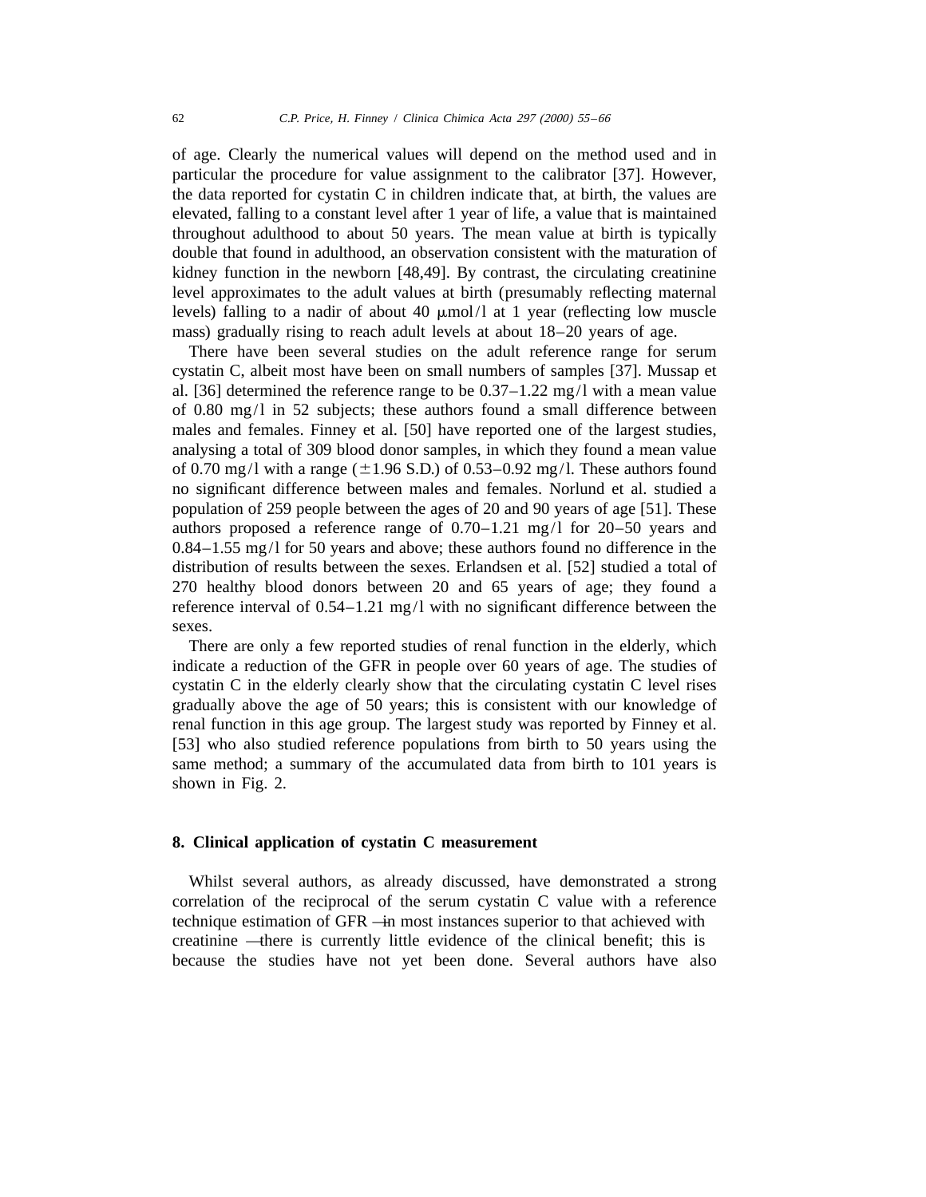of age. Clearly the numerical values will depend on the method used and in particular the procedure for value assignment to the calibrator [37]. However, the data reported for cystatin C in children indicate that, at birth, the values are elevated, falling to a constant level after 1 year of life, a value that is maintained throughout adulthood to about 50 years. The mean value at birth is typically double that found in adulthood, an observation consistent with the maturation of kidney function in the newborn [48,49]. By contrast, the circulating creatinine level approximates to the adult values at birth (presumably reflecting maternal levels) falling to a nadir of about 40 μmol/l at 1 year (reflecting low muscle mass) gradually rising to reach adult levels at about 18–20 years of age.

There have been several studies on the adult reference range for serum cystatin C, albeit most have been on small numbers of samples [37]. Mussap et al. [36] determined the reference range to be 0.37–1.22 mg/l with a mean value of 0.80 mg/l in 52 subjects; these authors found a small difference between males and females. Finney et al. [50] have reported one of the largest studies, analysing a total of 309 blood donor samples, in which they found a mean value of 0.70 mg/l with a range (±1.96 S.D.) of 0.53–0.92 mg/l. These authors found no significant difference between males and females. Norlund et al. studied a population of 259 people between the ages of 20 and 90 years of age [51]. These authors proposed a reference range of 0.70–1.21 mg/l for 20–50 years and 0.84–1.55 mg/l for 50 years and above; these authors found no difference in the distribution of results between the sexes. Erlandsen et al. [52] studied a total of 270 healthy blood donors between 20 and 65 years of age; they found a reference interval of 0.54–1.21 mg/l with no significant difference between the sexes.

There are only a few reported studies of renal function in the elderly, which indicate a reduction of the GFR in people over 60 years of age. The studies of cystatin C in the elderly clearly show that the circulating cystatin C level rises gradually above the age of 50 years; this is consistent with our knowledge of renal function in this age group. The largest study was reported by Finney et al. [53] who also studied reference populations from birth to 50 years using the same method; a summary of the accumulated data from birth to 101 years is shown in Fig. 2.

## 8. Clinical application of cystatin C measurement

Whilst several authors, as already discussed, have demonstrated a strong correlation of the reciprocal of the serum cystatin C value with a reference technique estimation of GFR — in most instances superior to that achieved with creatinine — there is currently little evidence of the clinical benefit; this is because the studies have not yet been done. Several authors have also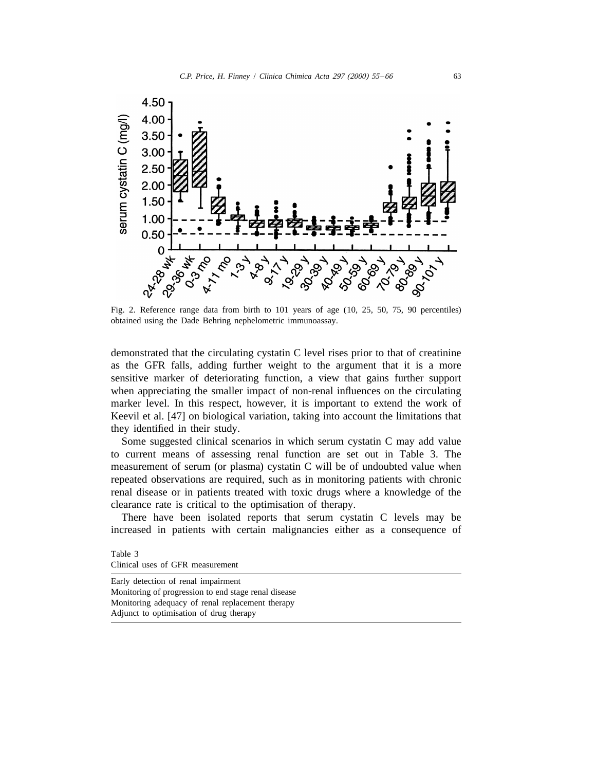Fig. 2. Reference range data from birth to 101 years of age (10, 25, 50, 75, 90 percentiles) obtained using the Dade Behring nephelometric immunoassay.

demonstrated that the circulating cystatin C level rises prior to that of creatinine as the GFR falls, adding further weight to the argument that it is a more sensitive marker of deteriorating function, a view that gains further support when appreciating the smaller impact of non-renal influences on the circulating marker level. In this respect, however, it is important to extend the work of Keevil et al. [47] on biological variation, taking into account the limitations that they identified in their study.

Some suggested clinical scenarios in which serum cystatin C may add value to current means of assessing renal function are set out in Table 3. The measurement of serum (or plasma) cystatin C will be of undoubted value when repeated observations are required, such as in monitoring patients with chronic renal disease or in patients treated with toxic drugs where a knowledge of the clearance rate is critical to the optimisation of therapy.

There have been isolated reports that serum cystatin C levels may be increased in patients with certain malignancies either as a consequence of

Table 3
Clinical uses of GFR measurement

| |
|---|
| Early detection of renal impairment |
| Monitoring of progression to end stage renal disease |
| Monitoring adequacy of renal replacement therapy |
| Adjunct to optimisation of drug therapy |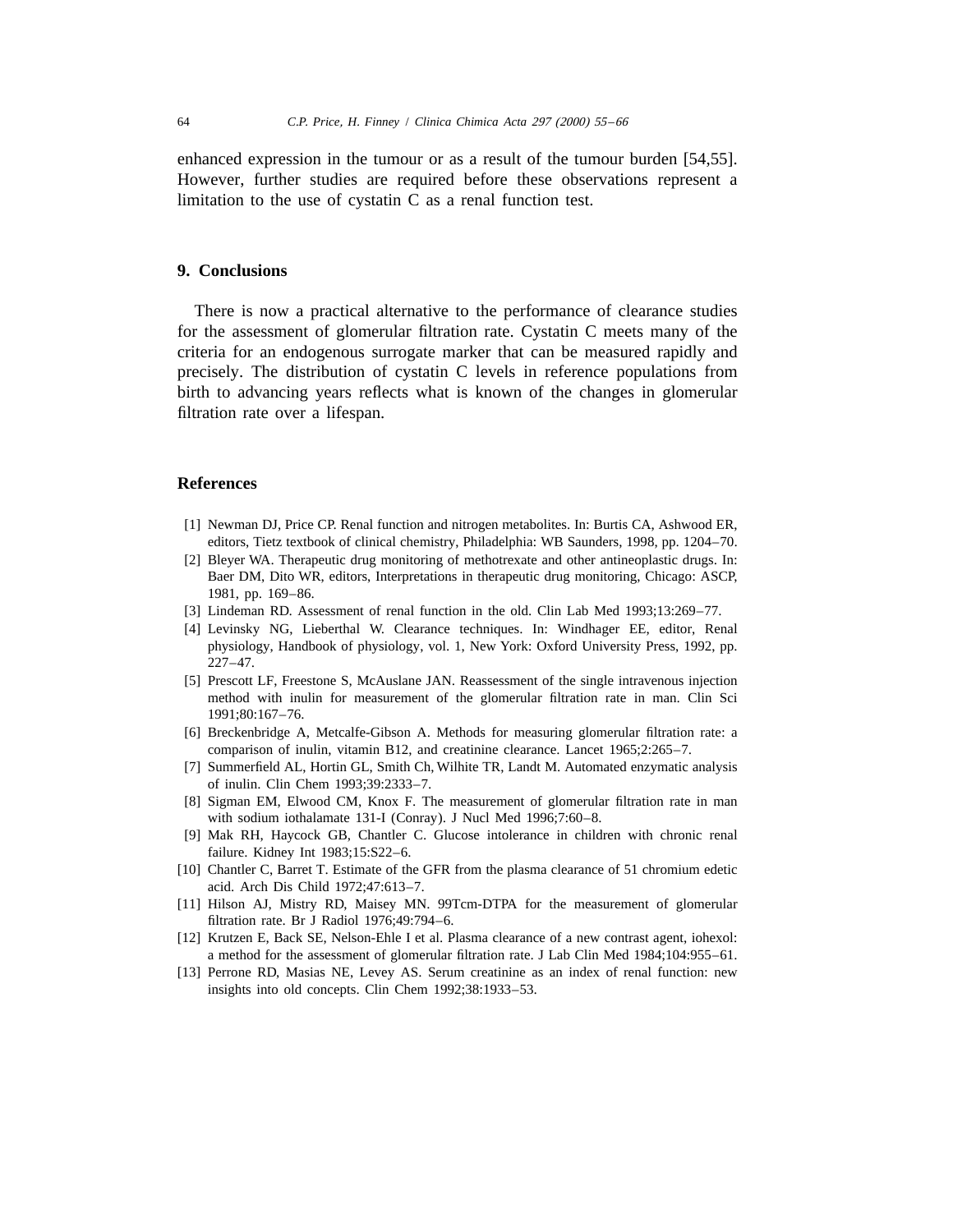enhanced expression in the tumour or as a result of the tumour burden [54,55]. However, further studies are required before these observations represent a limitation to the use of cystatin C as a renal function test.

## 9. Conclusions

There is now a practical alternative to the performance of clearance studies for the assessment of glomerular filtration rate. Cystatin C meets many of the criteria for an endogenous surrogate marker that can be measured rapidly and precisely. The distribution of cystatin C levels in reference populations from birth to advancing years reflects what is known of the changes in glomerular filtration rate over a lifespan.

## References

[1] Newman DJ, Price CP. Renal function and nitrogen metabolites. In: Burtis CA, Ashwood ER, editors, Tietz textbook of clinical chemistry, Philadelphia: WB Saunders, 1998, pp. 1204–70.

[2] Bleyer WA. Therapeutic drug monitoring of methotrexate and other antineoplastic drugs. In: Baer DM, Dito WR, editors, Interpretations in therapeutic drug monitoring, Chicago: ASCP, 1981, pp. 169–86.

[3] Lindeman RD. Assessment of renal function in the old. Clin Lab Med 1993;13:269–77.

[4] Levinsky NG, Lieberthal W. Clearance techniques. In: Windhager EE, editor, Renal physiology, Handbook of physiology, vol. 1, New York: Oxford University Press, 1992, pp. 227–47.

[5] Prescott LF, Freestone S, McAuslane JAN. Reassessment of the single intravenous injection method with inulin for measurement of the glomerular filtration rate in man. Clin Sci 1991;80:167–76.

[6] Breckenbridge A, Metcalfe-Gibson A. Methods for measuring glomerular filtration rate: a comparison of inulin, vitamin B12, and creatinine clearance. Lancet 1965;2:265–7.

[7] Summerfield AL, Hortin GL, Smith Ch, Wilhite TR, Landt M. Automated enzymatic analysis of inulin. Clin Chem 1993;39:2333–7.

[8] Sigman EM, Elwood CM, Knox F. The measurement of glomerular filtration rate in man with sodium iothalamate 131-I (Conray). J Nucl Med 1996;7:60–8.

[9] Mak RH, Haycock GB, Chantler C. Glucose intolerance in children with chronic renal failure. Kidney Int 1983;15:S22–6.

[10] Chantler C, Barret T. Estimate of the GFR from the plasma clearance of 51 chromium edetic acid. Arch Dis Child 1972;47:613–7.

[11] Hilson AJ, Mistry RD, Maisey MN. 99Tcm-DTPA for the measurement of glomerular filtration rate. Br J Radiol 1976;49:794–6.

[12] Krutzen E, Back SE, Nelson-Ehle I et al. Plasma clearance of a new contrast agent, iohexol: a method for the assessment of glomerular filtration rate. J Lab Clin Med 1984;104:955–61.

[13] Perrone RD, Masias NE, Levey AS. Serum creatinine as an index of renal function: new insights into old concepts. Clin Chem 1992;38:1933–53.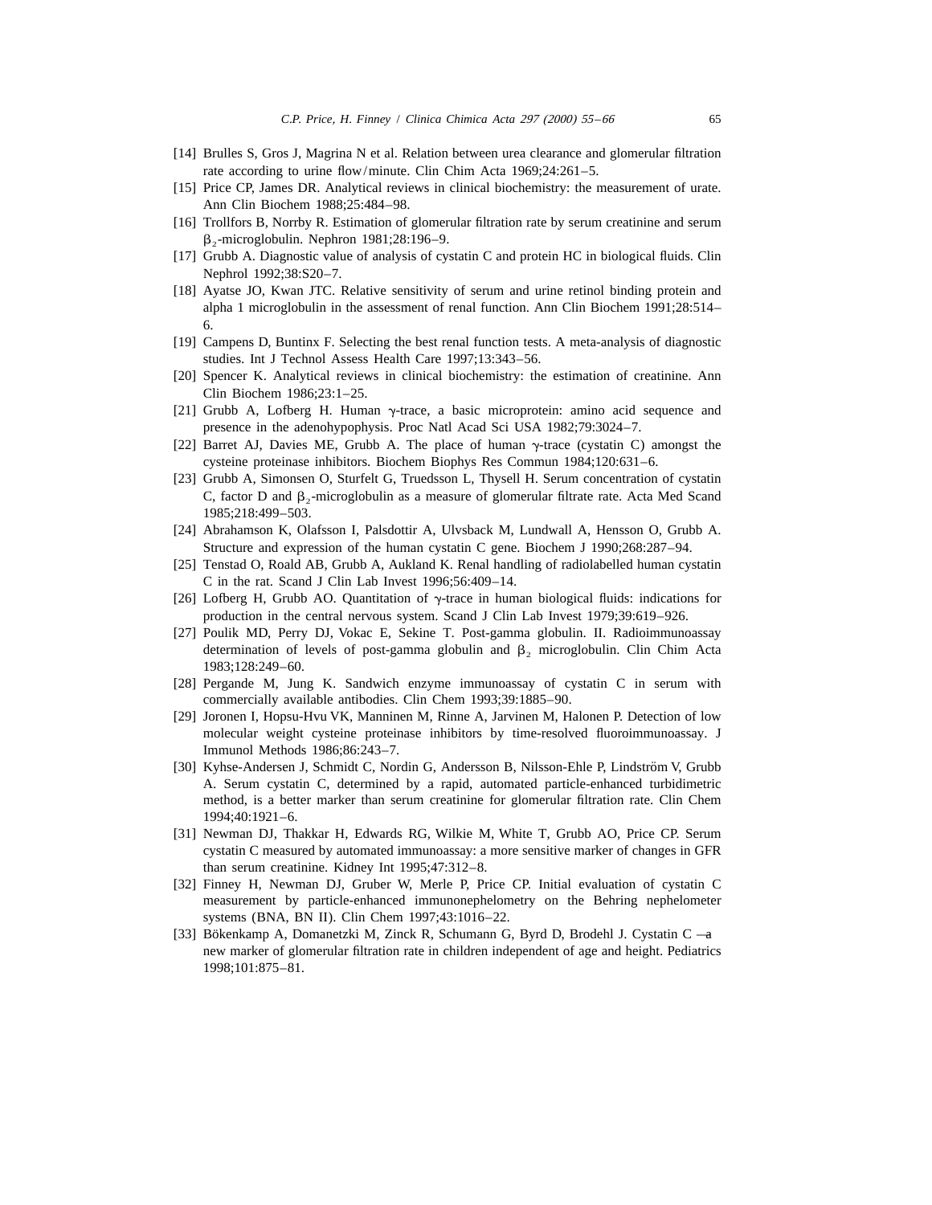[14] Brulles S, Gros J, Magrina N et al. Relation between urea clearance and glomerular filtration rate according to urine flow/minute. Clin Chim Acta 1969;24:261–5.

[15] Price CP, James DR. Analytical reviews in clinical biochemistry: the measurement of urate. Ann Clin Biochem 1988;25:484–98.

[16] Trollfors B, Norrby R. Estimation of glomerular filtration rate by serum creatinine and serum $\beta_2$-microglobulin. Nephron 1981;28:196–9.

[17] Grubb A. Diagnostic value of analysis of cystatin C and protein HC in biological fluids. Clin Nephrol 1992;38:S20–7.

[18] Ayatse JO, Kwan JTC. Relative sensitivity of serum and urine retinol binding protein and alpha 1 microglobulin in the assessment of renal function. Ann Clin Biochem 1991;28:514–6.

[19] Campens D, Buntinx F. Selecting the best renal function tests. A meta-analysis of diagnostic studies. Int J Technol Assess Health Care 1997;13:343–56.

[20] Spencer K. Analytical reviews in clinical biochemistry: the estimation of creatinine. Ann Clin Biochem 1986;23:1–25.

[21] Grubb A, Lofberg H. Human $\gamma$-trace, a basic microprotein: amino acid sequence and presence in the adenohypophysis. Proc Natl Acad Sci USA 1982;79:3024–7.

[22] Barret AJ, Davies ME, Grubb A. The place of human $\gamma$-trace (cystatin C) amongst the cysteine proteinase inhibitors. Biochem Biophys Res Commun 1984;120:631–6.

[23] Grubb A, Simonsen O, Sturfelt G, Truedsson L, Thysell H. Serum concentration of cystatin C, factor D and $\beta_2$-microglobulin as a measure of glomerular filtrate rate. Acta Med Scand 1985;218:499–503.

[24] Abrahamson K, Olafsson I, Palsdottir A, Ulvsback M, Lundwall A, Hensson O, Grubb A. Structure and expression of the human cystatin C gene. Biochem J 1990;268:287–94.

[25] Tenstad O, Roald AB, Grubb A, Aukland K. Renal handling of radiolabelled human cystatin C in the rat. Scand J Clin Lab Invest 1996;56:409–14.

[26] Lofberg H, Grubb AO. Quantitation of $\gamma$-trace in human biological fluids: indications for production in the central nervous system. Scand J Clin Lab Invest 1979;39:619–926.

[27] Poulik MD, Perry DJ, Vokac E, Sekine T. Post-gamma globulin. II. Radioimmunoassay determination of levels of post-gamma globulin and $\beta_2$ microglobulin. Clin Chim Acta 1983;128:249–60.

[28] Pergande M, Jung K. Sandwich enzyme immunoassay of cystatin C in serum with commercially available antibodies. Clin Chem 1993;39:1885–90.

[29] Joronen I, Hopsu-Hvu VK, Manninen M, Rinne A, Jarvinen M, Halonen P. Detection of low molecular weight cysteine proteinase inhibitors by time-resolved fluoroimmunoassay. J Immunol Methods 1986;86:243–7.

[30] Kyhse-Andersen J, Schmidt C, Nordin G, Andersson B, Nilsson-Ehle P, Lindström V, Grubb A. Serum cystatin C, determined by a rapid, automated particle-enhanced turbidimetric method, is a better marker than serum creatinine for glomerular filtration rate. Clin Chem 1994;40:1921–6.

[31] Newman DJ, Thakkar H, Edwards RG, Wilkie M, White T, Grubb AO, Price CP. Serum cystatin C measured by automated immunoassay: a more sensitive marker of changes in GFR than serum creatinine. Kidney Int 1995;47:312–8.

[32] Finney H, Newman DJ, Gruber W, Merle P, Price CP. Initial evaluation of cystatin C measurement by particle-enhanced immunonephelometry on the Behring nephelometer systems (BNA, BN II). Clin Chem 1997;43:1016–22.

[33] Bökenkamp A, Domanetzki M, Zinck R, Schumann G, Byrd D, Brodehl J. Cystatin C —a new marker of glomerular filtration rate in children independent of age and height. Pediatrics 1998;101:875–81.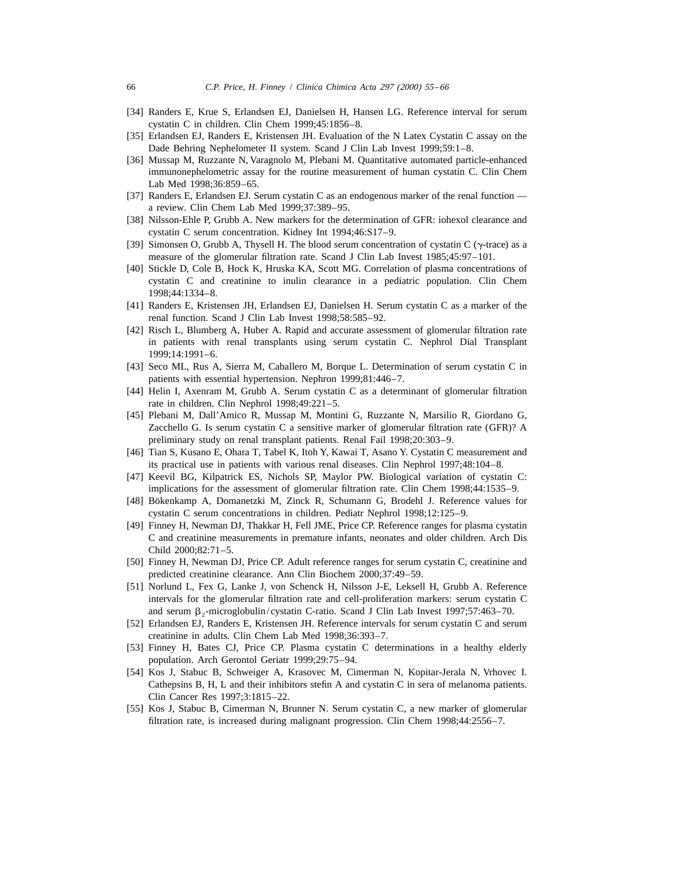[34] Randers E, Krue S, Erlandsen EJ, Danielsen H, Hansen LG. Reference interval for serum cystatin C in children. Clin Chem 1999;45:1856–8.

[35] Erlandsen EJ, Randers E, Kristensen JH. Evaluation of the N Latex Cystatin C assay on the Dade Behring Nephelometer II system. Scand J Clin Lab Invest 1999;59:1–8.

[36] Mussap M, Ruzzante N, Varagnolo M, Plebani M. Quantitative automated particle-enhanced immunonephelometric assay for the routine measurement of human cystatin C. Clin Chem Lab Med 1998;36:859–65.

[37] Randers E, Erlandsen EJ. Serum cystatin C as an endogenous marker of the renal function — a review. Clin Chem Lab Med 1999;37:389–95.

[38] Nilsson-Ehle P, Grubb A. New markers for the determination of GFR: iohexol clearance and cystatin C serum concentration. Kidney Int 1994;46:S17–9.

[39] Simonsen O, Grubb A, Thysell H. The blood serum concentration of cystatin C ($\gamma$-trace) as a measure of the glomerular filtration rate. Scand J Clin Lab Invest 1985;45:97–101.

[40] Stickle D, Cole B, Hock K, Hruska KA, Scott MG. Correlation of plasma concentrations of cystatin C and creatinine to inulin clearance in a pediatric population. Clin Chem 1998;44:1334–8.

[41] Randers E, Kristensen JH, Erlandsen EJ, Danielsen H. Serum cystatin C as a marker of the renal function. Scand J Clin Lab Invest 1998;58:585–92.

[42] Risch L, Blumberg A, Huber A. Rapid and accurate assessment of glomerular filtration rate in patients with renal transplants using serum cystatin C. Nephrol Dial Transplant 1999;14:1991–6.

[43] Seco ML, Rus A, Sierra M, Caballero M, Borque L. Determination of serum cystatin C in patients with essential hypertension. Nephron 1999;81:446–7.

[44] Helin I, Axenram M, Grubb A. Serum cystatin C as a determinant of glomerular filtration rate in children. Clin Nephrol 1998;49:221–5.

[45] Plebani M, Dall'Amico R, Mussap M, Montini G, Ruzzante N, Marsilio R, Giordano G, Zacchello G. Is serum cystatin C a sensitive marker of glomerular filtration rate (GFR)? A preliminary study on renal transplant patients. Renal Fail 1998;20:303–9.

[46] Tian S, Kusano E, Ohara T, Tabel K, Itoh Y, Kawai T, Asano Y. Cystatin C measurement and its practical use in patients with various renal diseases. Clin Nephrol 1997;48:104–8.

[47] Keevil BG, Kilpatrick ES, Nichols SP, Maylor PW. Biological variation of cystatin C: implications for the assessment of glomerular filtration rate. Clin Chem 1998;44:1535–9.

[48] Bökenkamp A, Domanetzki M, Zinck R, Schumann G, Brodehl J. Reference values for cystatin C serum concentrations in children. Pediatr Nephrol 1998;12:125–9.

[49] Finney H, Newman DJ, Thakkar H, Fell JME, Price CP. Reference ranges for plasma cystatin C and creatinine measurements in premature infants, neonates and older children. Arch Dis Child 2000;82:71–5.

[50] Finney H, Newman DJ, Price CP. Adult reference ranges for serum cystatin C, creatinine and predicted creatinine clearance. Ann Clin Biochem 2000;37:49–59.

[51] Norlund L, Fex G, Lanke J, von Schenck H, Nilsson J-E, Leksell H, Grubb A. Reference intervals for the glomerular filtration rate and cell-proliferation markers: serum cystatin C and serum $\beta_2$-microglobulin/cystatin C-ratio. Scand J Clin Lab Invest 1997;57:463–70.

[52] Erlandsen EJ, Randers E, Kristensen JH. Reference intervals for serum cystatin C and serum creatinine in adults. Clin Chem Lab Med 1998;36:393–7.

[53] Finney H, Bates CJ, Price CP. Plasma cystatin C determinations in a healthy elderly population. Arch Gerontol Geriatr 1999;29:75–94.

[54] Kos J, Stabuc B, Schweiger A, Krasovec M, Cimerman N, Kopitar-Jerala N, Vrhovec I. Cathepsins B, H, L and their inhibitors stefin A and cystatin C in sera of melanoma patients. Clin Cancer Res 1997;3:1815–22.

[55] Kos J, Stabuc B, Cimerman N, Brunner N. Serum cystatin C, a new marker of glomerular filtration rate, is increased during malignant progression. Clin Chem 1998;44:2556–7.